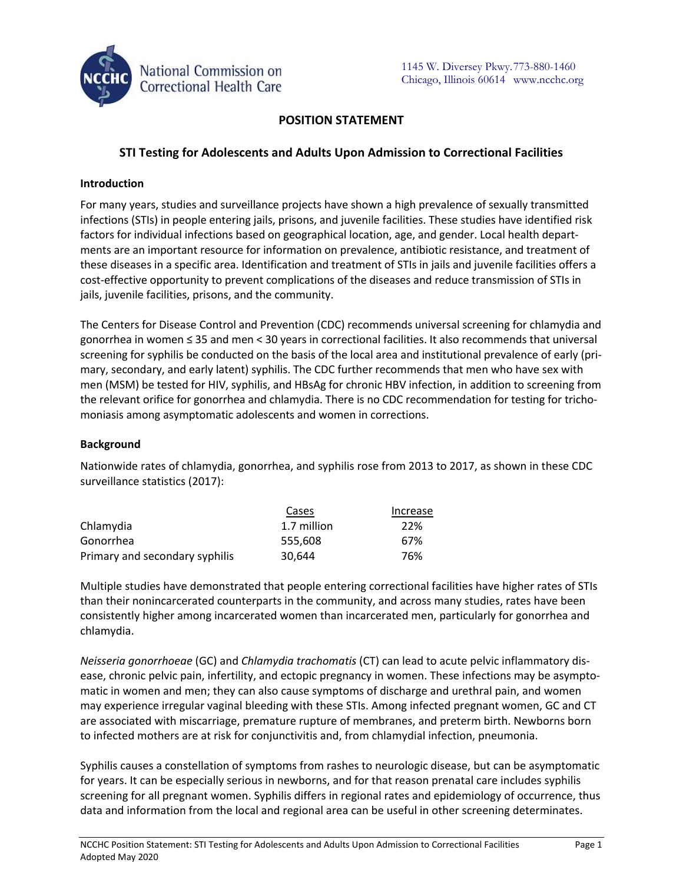National Commission on Correctional Health Care

1145 W. Diversey Pkwy. 773-880-1460
Chicago, Illinois 60614 www.ncchc.org

# POSITION STATEMENT

## STI Testing for Adolescents and Adults Upon Admission to Correctional Facilities

### Introduction

For many years, studies and surveillance projects have shown a high prevalence of sexually transmitted infections (STIs) in people entering jails, prisons, and juvenile facilities. These studies have identified risk factors for individual infections based on geographical location, age, and gender. Local health departments are an important resource for information on prevalence, antibiotic resistance, and treatment of these diseases in a specific area. Identification and treatment of STIs in jails and juvenile facilities offers a cost-effective opportunity to prevent complications of the diseases and reduce transmission of STIs in jails, juvenile facilities, prisons, and the community.

The Centers for Disease Control and Prevention (CDC) recommends universal screening for chlamydia and gonorrhea in women ≤ 35 and men < 30 years in correctional facilities. It also recommends that universal screening for syphilis be conducted on the basis of the local area and institutional prevalence of early (primary, secondary, and early latent) syphilis. The CDC further recommends that men who have sex with men (MSM) be tested for HIV, syphilis, and HBsAg for chronic HBV infection, in addition to screening from the relevant orifice for gonorrhea and chlamydia. There is no CDC recommendation for testing for trichomoniasis among asymptomatic adolescents and women in corrections.

### Background

Nationwide rates of chlamydia, gonorrhea, and syphilis rose from 2013 to 2017, as shown in these CDC surveillance statistics (2017):

| | Cases | Increase |
|---|---|---|
| Chlamydia | 1.7 million | 22% |
| Gonorrhea | 555,608 | 67% |
| Primary and secondary syphilis | 30,644 | 76% |

Multiple studies have demonstrated that people entering correctional facilities have higher rates of STIs than their nonincarcerated counterparts in the community, and across many studies, rates have been consistently higher among incarcerated women than incarcerated men, particularly for gonorrhea and chlamydia.

*Neisseria gonorrhoeae* (GC) and *Chlamydia trachomatis* (CT) can lead to acute pelvic inflammatory disease, chronic pelvic pain, infertility, and ectopic pregnancy in women. These infections may be asymptomatic in women and men; they can also cause symptoms of discharge and urethral pain, and women may experience irregular vaginal bleeding with these STIs. Among infected pregnant women, GC and CT are associated with miscarriage, premature rupture of membranes, and preterm birth. Newborns born to infected mothers are at risk for conjunctivitis and, from chlamydial infection, pneumonia.

Syphilis causes a constellation of symptoms from rashes to neurologic disease, but can be asymptomatic for years. It can be especially serious in newborns, and for that reason prenatal care includes syphilis screening for all pregnant women. Syphilis differs in regional rates and epidemiology of occurrence, thus data and information from the local and regional area can be useful in other screening determinates.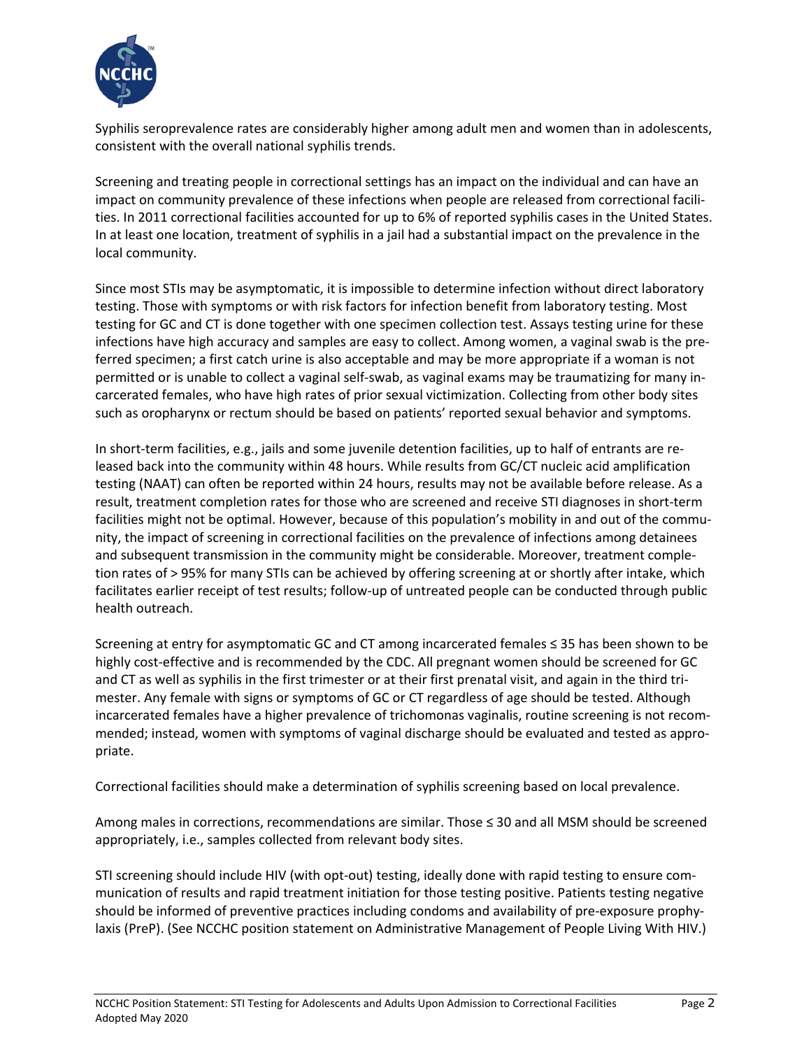Syphilis seroprevalence rates are considerably higher among adult men and women than in adolescents, consistent with the overall national syphilis trends.

Screening and treating people in correctional settings has an impact on the individual and can have an impact on community prevalence of these infections when people are released from correctional facilities. In 2011 correctional facilities accounted for up to 6% of reported syphilis cases in the United States. In at least one location, treatment of syphilis in a jail had a substantial impact on the prevalence in the local community.

Since most STIs may be asymptomatic, it is impossible to determine infection without direct laboratory testing. Those with symptoms or with risk factors for infection benefit from laboratory testing. Most testing for GC and CT is done together with one specimen collection test. Assays testing urine for these infections have high accuracy and samples are easy to collect. Among women, a vaginal swab is the preferred specimen; a first catch urine is also acceptable and may be more appropriate if a woman is not permitted or is unable to collect a vaginal self-swab, as vaginal exams may be traumatizing for many incarcerated females, who have high rates of prior sexual victimization. Collecting from other body sites such as oropharynx or rectum should be based on patients' reported sexual behavior and symptoms.

In short-term facilities, e.g., jails and some juvenile detention facilities, up to half of entrants are released back into the community within 48 hours. While results from GC/CT nucleic acid amplification testing (NAAT) can often be reported within 24 hours, results may not be available before release. As a result, treatment completion rates for those who are screened and receive STI diagnoses in short-term facilities might not be optimal. However, because of this population's mobility in and out of the community, the impact of screening in correctional facilities on the prevalence of infections among detainees and subsequent transmission in the community might be considerable. Moreover, treatment completion rates of > 95% for many STIs can be achieved by offering screening at or shortly after intake, which facilitates earlier receipt of test results; follow-up of untreated people can be conducted through public health outreach.

Screening at entry for asymptomatic GC and CT among incarcerated females ≤ 35 has been shown to be highly cost-effective and is recommended by the CDC. All pregnant women should be screened for GC and CT as well as syphilis in the first trimester or at their first prenatal visit, and again in the third trimester. Any female with signs or symptoms of GC or CT regardless of age should be tested. Although incarcerated females have a higher prevalence of trichomonas vaginalis, routine screening is not recommended; instead, women with symptoms of vaginal discharge should be evaluated and tested as appropriate.

Correctional facilities should make a determination of syphilis screening based on local prevalence.

Among males in corrections, recommendations are similar. Those ≤ 30 and all MSM should be screened appropriately, i.e., samples collected from relevant body sites.

STI screening should include HIV (with opt-out) testing, ideally done with rapid testing to ensure communication of results and rapid treatment initiation for those testing positive. Patients testing negative should be informed of preventive practices including condoms and availability of pre-exposure prophylaxis (PreP). (See NCCHC position statement on Administrative Management of People Living With HIV.)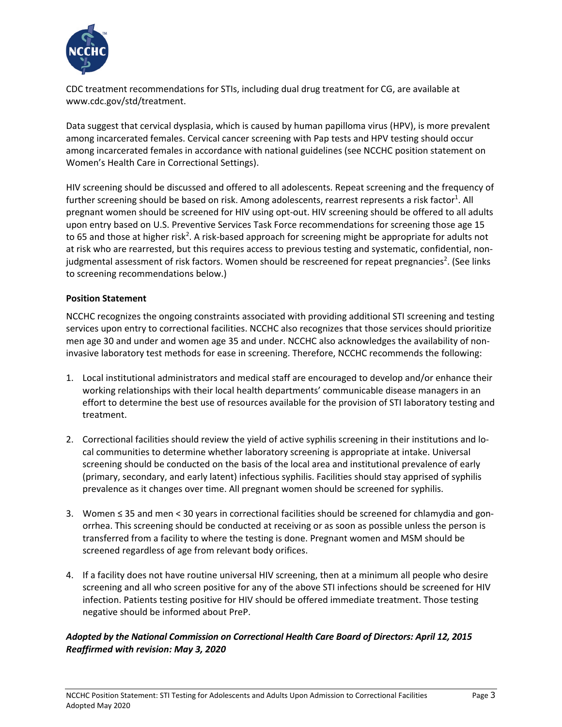CDC treatment recommendations for STIs, including dual drug treatment for CG, are available at www.cdc.gov/std/treatment.

Data suggest that cervical dysplasia, which is caused by human papilloma virus (HPV), is more prevalent among incarcerated females. Cervical cancer screening with Pap tests and HPV testing should occur among incarcerated females in accordance with national guidelines (see NCCHC position statement on Women's Health Care in Correctional Settings).

HIV screening should be discussed and offered to all adolescents. Repeat screening and the frequency of further screening should be based on risk. Among adolescents, rearrest represents a risk factor[1]. All pregnant women should be screened for HIV using opt-out. HIV screening should be offered to all adults upon entry based on U.S. Preventive Services Task Force recommendations for screening those age 15 to 65 and those at higher risk[2]. A risk-based approach for screening might be appropriate for adults not at risk who are rearrested, but this requires access to previous testing and systematic, confidential, non-judgmental assessment of risk factors. Women should be rescreened for repeat pregnancies[2]. (See links to screening recommendations below.)

**Position Statement**

NCCHC recognizes the ongoing constraints associated with providing additional STI screening and testing services upon entry to correctional facilities. NCCHC also recognizes that those services should prioritize men age 30 and under and women age 35 and under. NCCHC also acknowledges the availability of non-invasive laboratory test methods for ease in screening. Therefore, NCCHC recommends the following:

1. Local institutional administrators and medical staff are encouraged to develop and/or enhance their working relationships with their local health departments' communicable disease managers in an effort to determine the best use of resources available for the provision of STI laboratory testing and treatment.

2. Correctional facilities should review the yield of active syphilis screening in their institutions and local communities to determine whether laboratory screening is appropriate at intake. Universal screening should be conducted on the basis of the local area and institutional prevalence of early (primary, secondary, and early latent) infectious syphilis. Facilities should stay apprised of syphilis prevalence as it changes over time. All pregnant women should be screened for syphilis.

3. Women ≤ 35 and men < 30 years in correctional facilities should be screened for chlamydia and gonorrhea. This screening should be conducted at receiving or as soon as possible unless the person is transferred from a facility to where the testing is done. Pregnant women and MSM should be screened regardless of age from relevant body orifices.

4. If a facility does not have routine universal HIV screening, then at a minimum all people who desire screening and all who screen positive for any of the above STI infections should be screened for HIV infection. Patients testing positive for HIV should be offered immediate treatment. Those testing negative should be informed about PreP.

***Adopted by the National Commission on Correctional Health Care Board of Directors: April 12, 2015***
***Reaffirmed with revision: May 3, 2020***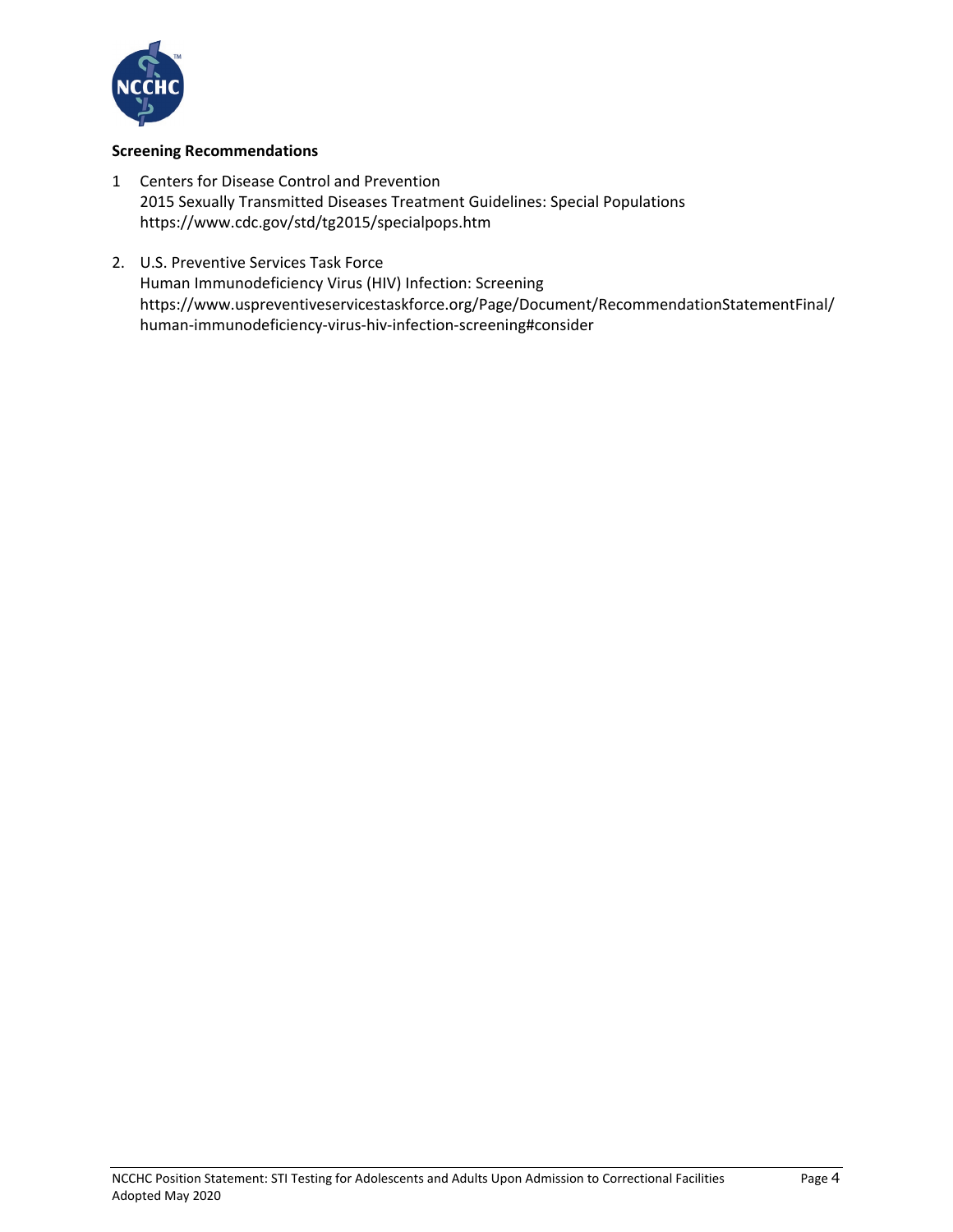**Screening Recommendations**

1 Centers for Disease Control and Prevention
2015 Sexually Transmitted Diseases Treatment Guidelines: Special Populations
https://www.cdc.gov/std/tg2015/specialpops.htm

2. U.S. Preventive Services Task Force
Human Immunodeficiency Virus (HIV) Infection: Screening
https://www.uspreventiveservicestaskforce.org/Page/Document/RecommendationStatementFinal/human-immunodeficiency-virus-hiv-infection-screening#consider